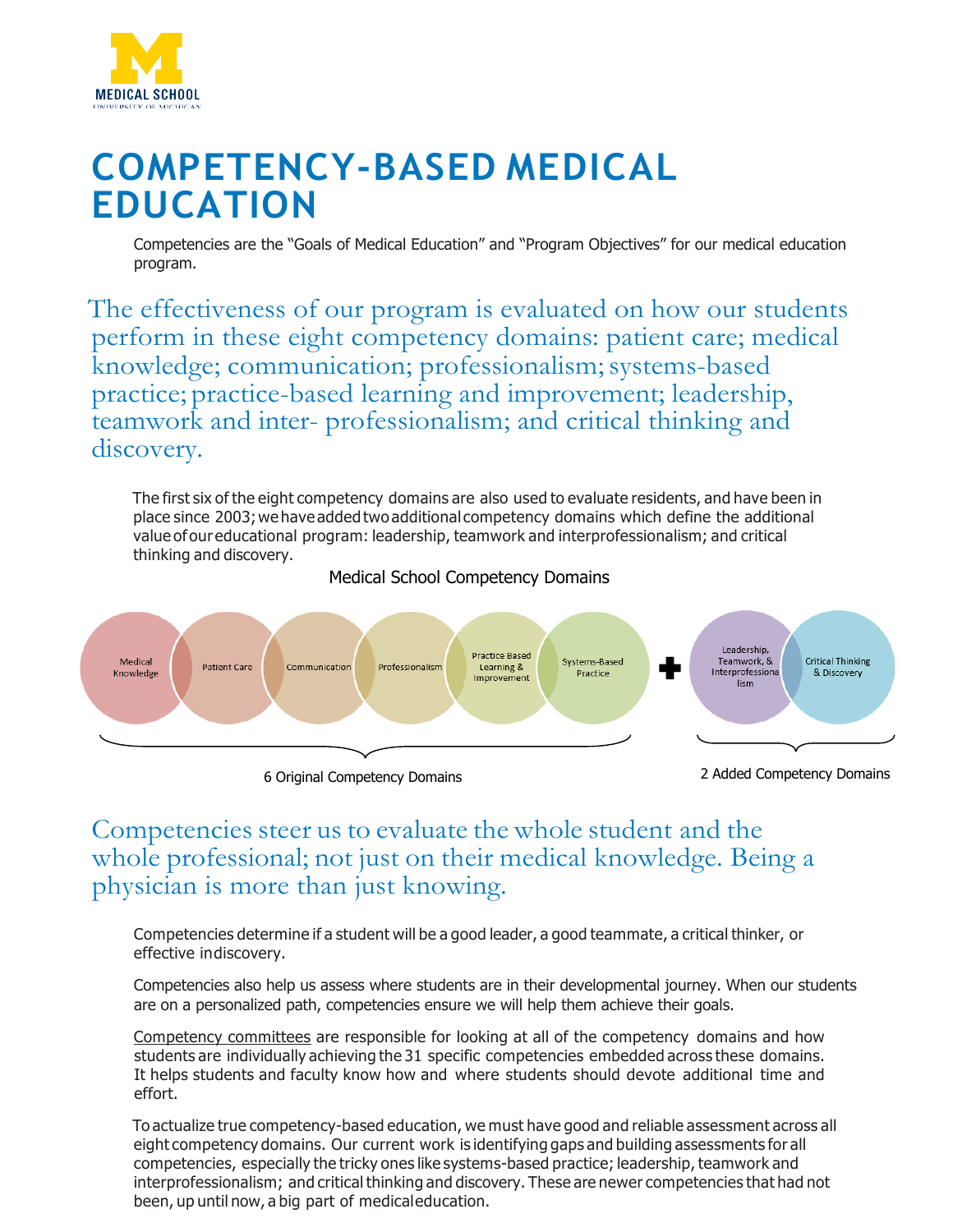# COMPETENCY-BASED MEDICAL EDUCATION

Competencies are the "Goals of Medical Education" and "Program Objectives" for our medical education program.

## The effectiveness of our program is evaluated on how our students perform in these eight competency domains: patient care; medical knowledge; communication; professionalism; systems-based practice; practice-based learning and improvement; leadership, teamwork and inter- professionalism; and critical thinking and discovery.

The first six of the eight competency domains are also used to evaluate residents, and have been in place since 2003; we have added two additional competency domains which define the additional value of our educational program: leadership, teamwork and interprofessionalism; and critical thinking and discovery.

**Medical School Competency Domains**

6 Original Competency Domains:
- Medical Knowledge
- Patient Care
- Communication
- Professionalism
- Practice Based Learning & Improvement
- Systems-Based Practice

➕

2 Added Competency Domains:
- Leadership, Teamwork, & Interprofessionalism
- Critical Thinking & Discovery

## Competencies steer us to evaluate the whole student and the whole professional; not just on their medical knowledge. Being a physician is more than just knowing.

Competencies determine if a student will be a good leader, a good teammate, a critical thinker, or effective in discovery.

Competencies also help us assess where students are in their developmental journey. When our students are on a personalized path, competencies ensure we will help them achieve their goals.

Competency committees are responsible for looking at all of the competency domains and how students are individually achieving the 31 specific competencies embedded across these domains. It helps students and faculty know how and where students should devote additional time and effort.

To actualize true competency-based education, we must have good and reliable assessment across all eight competency domains. Our current work is identifying gaps and building assessments for all competencies, especially the tricky ones like systems-based practice; leadership, teamwork and interprofessionalism; and critical thinking and discovery. These are newer competencies that had not been, up until now, a big part of medical education.